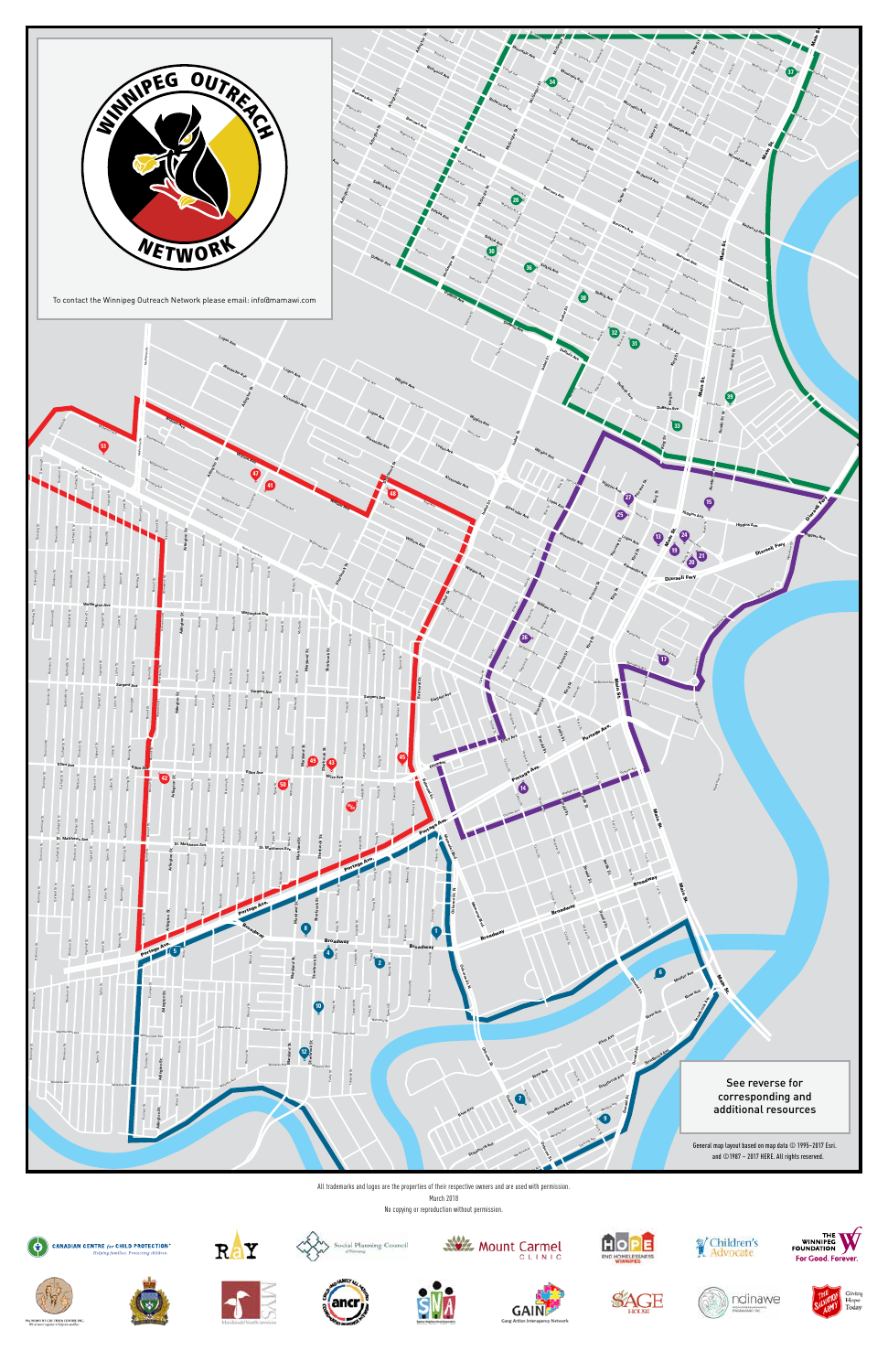# Winnipeg Outreach Network

To contact the Winnipeg Outreach Network please email: info@mamawi.com

See reverse for corresponding and additional resources

General map layout based on map data © 1995–2017 Esri, and ©1987 – 2017 HERE. All rights reserved.

All trademarks and logos are the properties of their respective owners and are used with permission.

March 2018

No copying or reproduction without permission.

Canadian Centre for Child Protection — Helping families. Protecting children.

RaY

Social Planning Council of Winnipeg

Mount Carmel Clinic

HOPE — End Homelessness Winnipeg

Children's Advocate

The Winnipeg Foundation — For Good. Forever.

Macdonald Youth Services

Child and Family All Nations Coordinated Response Network (ancr)

SNA

GAIN — Gang Action Interagency Network

SAGE House

Ndinawe

The Salvation Army — Giving Hope Today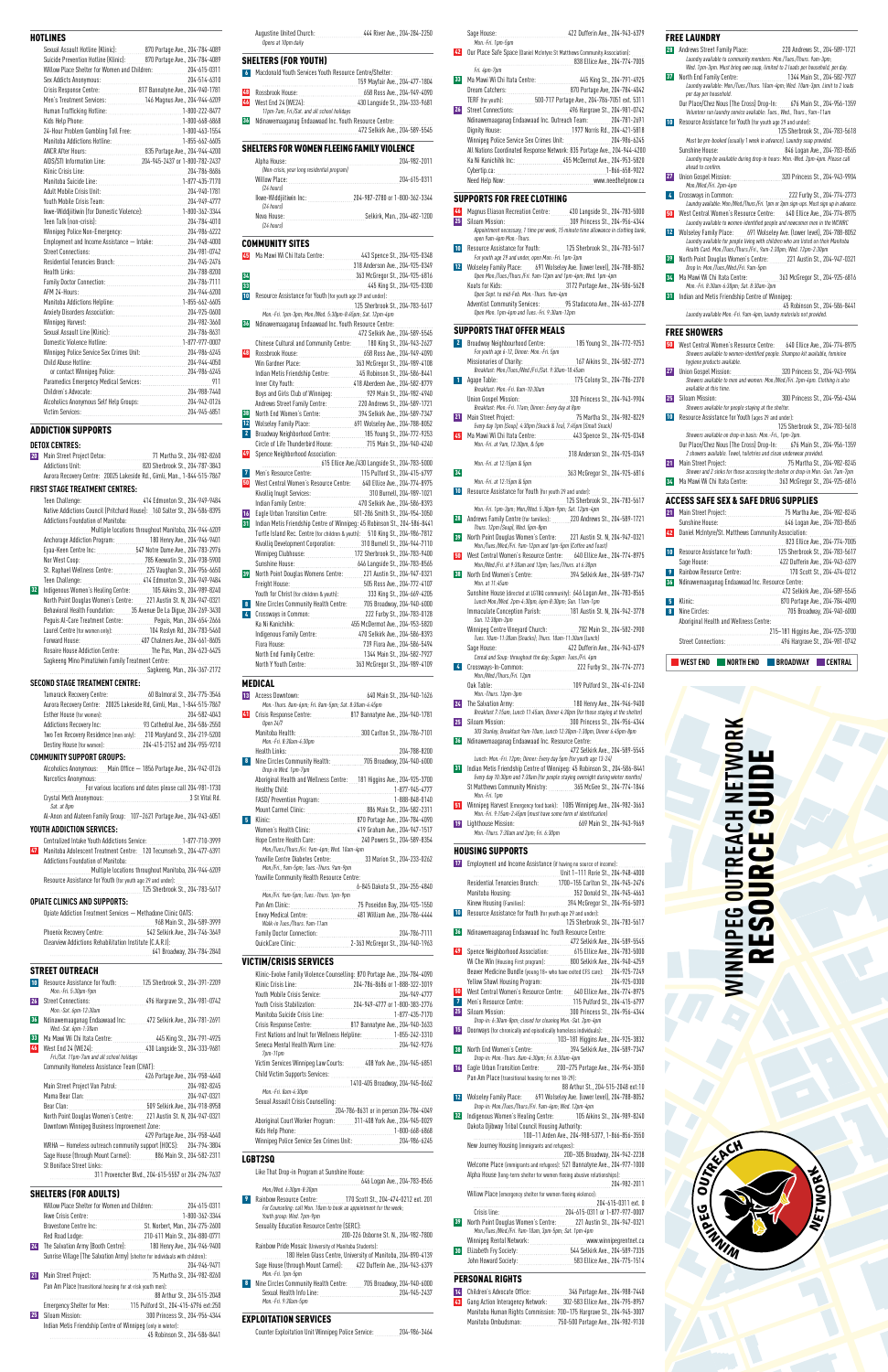## HOTLINES

Sexual Assault Hotline (Klinic): 870 Portage Ave., 204-786-8631
Suicide Prevention Hotline (Klinic): 870 Portage Ave., 204-784-4089
Willow Place Shelter for Women and Children: 204-615-0311
Sex Addicts Anonymous: 204-614-6310
Crisis Response Centre: 817 Bannatyne Ave., 204-940-1781
Men's Treatment Services: 146 Magnus Ave., 204-944-6209
Human Trafficking Hotline: 1-800-222-8477
Kids Help Phone: 1-800-668-6868
24-Hour Problem Gambling Toll Free: 1-800-463-1554
Manitoba Addictions Hotline: 1-855-662-6605
ANCR After Hours: 835 Portage Ave., 204-944-4200
AIDS/STI Information Line: 204-945-2437 or 1-800-782-2437
Klinic Crisis Line: 204-786-8686
Manitoba Suicide Line: 1-877-435-7170
Adult Mobile Crisis Unit: 204-940-1781
Youth Mobile Crisis Unit: 204-949-4777
Ikwe-Widdjiitiwin (for Domestic Violence): 1-800-362-3344
Teen Talk (non-crisis): 204-784-4010
Winnipeg Police Non-Emergency: 204-986-6222
Employment and Income Assistance — Intake: 204-948-4000
Street Connections: 204-981-0742
Residential Tenancies Branch: 204-945-2476
Health Links: 204-788-8200
Family Doctor Connection: 204-786-7111
AFM 24-Hours: 204-944-6200
Manitoba Addictions Helpline: 1-855-662-6605
Anxiety Disorders Association: 204-925-0600
Winnipeg Harvest: 204-982-3660
Sexual Assault Line (Klinic): 204-786-8631
Domestic Violence Hotline: 1-877-977-0007
Winnipeg Police Service Sex Crimes Unit: 204-986-6245
Child Abuse Hotline: 204-944-4050
or contact Winnipeg Police: 204-986-6245
Paramedics Emergency Medical Services: 911
Children's Advocate: 204-988-7440
Alcoholics Anonymous Self Help Groups: 204-942-0126
Victim Services: 204-945-6851

## ADDICTION SUPPORTS

### DETOX CENTRES:

20 Main Street Project Detox: 75 Martha St., 204-982-8260
Addictions Unit: 820 Sherbrook St., 204-787-3843
Aurora Recovery Centre: 20025 Lakeside Rd., Gimli, Man., 1-844-515-7867

### FIRST STAGE TREATMENT CENTRES:

Teen Challenge: 414 Edmonton St., 204-949-9484
Native Addictions Council (Pritchard House): 160 Salter St., 204-586-8395
Addictions Foundation of Manitoba: Multiple locations throughout Manitoba, 204-944-6209
Anchorage Addiction Program: 180 Henry Ave., 204-944-9401
Eyaa-Keen Centre Inc: 547 Notre Dame Ave., 204-783-2976
Nor'West Coop: 785 Keewatin St., 204-938-5900
St. Raphael Wellness Centre: 225 Vaughan St., 204-956-6650
Teen Challenge: 414 Edmonton St., 204-949-9484
32 Indigenous Women's Healing Centre: 105 Aikins St., 204-989-8240
North Point Douglas Women's Centre: 221 Austin St. N, 204-947-0321
Behavioral Health Foundation: 35 Avenue De La Digue, 204-269-3430
Pegasis Al-Care Treatment Centre: Peguis, Man., 204-654-2166
Laurel Centre (for women only): 104 Roslyn Rd., 204-783-5460
Forward House: 407 Chalmers Ave., 204-661-8605
Rosaire House Addiction Centre: The Pas, Man., 204-623-6425
Sagkeeng Mino Pimatiziwin Family Treatment Centre: Sagkeeng, Man., 204-367-2172

### SECOND STAGE TREATMENT CENTRE:

Tamarack Recovery Centre: 60 Balmoral St., 204-775-3546
Aurora Recovery Centre: 20025 Lakeside Rd., Gimli, Man., 1-844-515-7867
Esther House (for women): 204-582-4043
Addictions Recovery Inc: 93 Cathedral Ave., 204-586-2550
Two Ten Recovery Residence (men only): 210 Maryland St., 204-219-5200
Destiny House (for women): 204-415-2152 and 204-955-9210

### COMMUNITY SUPPORT GROUPS:

Alcoholics Anonymous: Main Office — 1856 Portage Ave., 204-942-0126
Narcotics Anonymous: For various locations and dates please call 204-981-1730
Crystal Meth Anonymous: 3 St Vital Rd.
*Sat. at 8pm*
Al-Anon and Alateen Family Group: 107-2621 Portage Ave., 204-943-6051

### YOUTH ADDICTION SERVICES:

Centralized Intake Youth Addictions Service: 1-877-710-3999
47 Manitoba Adolescent Treatment Centre: 120 Tecumseh St., 204-477-6391
Addictions Foundation of Manitoba: Multiple locations throughout Manitoba, 204-944-6209
Resource Assistance for Youth (for youth age 29 and under): 125 Sherbrook St., 204-783-5617

### OPIATE CLINICS AND SUPPORTS:

Opiate Addiction Treatment Services — Methadone Clinic OATS: 968 Main St., 204-589-3999
Phoenix Recovery Centre: 542 Selkirk Ave., 204-946-3649
Clearview Addictions Rehabilitation Institute (C.A.R.I): 641 Broadway, 204-784-2840

## STREET OUTREACH

10 Resource Assistance for Youth: 125 Sherbrook St., 204-391-2209
*Mon.-Fri. 5:30pm-9pm*
26 Street Connections: 496 Hargrave St., 204-981-0742
*Mon.-Sat. 6pm-12:30am*
36 Ndinawemaaganag Endaawaad Inc: 472 Selkirk Ave., 204-781-2691
*Wed.-Sat. 6pm-12:30am*
33 Ma Mawi Wi Chi Itata Centre: 445 King St., 204-791-4925
44 West End 24 (WE24): 430 Langside St., 204-333-9681
*Fri./Sat. 11pm-7am and all school holidays*
Community Homeless Assistance Team (CHAT): 426 Portage Ave., 204-958-4640
Main Street Project Van Patrol: 204-982-8245
Mama Bear Clan: 204-947-0321
Bear Clan: 509 Selkirk Ave., 204-918-8958
North Point Douglas Women's Centre: 221 Austin St. N, 204-947-0321
Downtown Winnipeg Business Improvement Zone: 426 Portage Ave., 204-958-4640
WRHA — Homeless outreach community support (HOCS): 204-794-3804
Sage House (Through Mount Carmel): 886 Main St., 204-582-2311
St Boniface Street Links: 311 Provencher Blvd., 204-615-5557 or 204-294-7637

## SHELTERS (FOR ADULTS)

Willow Place Shelter for Women and Children: 204-615-0311
Ikwe Crisis Centre: 1-800-362-3344
Bravestone Centre Inc: St. Norbert, Man., 204-275-2600
Red Road Lodge: 210-611 Main St., 204-880-0771
24 The Salvation Army (Booth Centre): 180 Henry Ave., 204-946-9400
Sunrise Village (The Salvation Army) (shelter for individuals with children): 204-946-9471
21 Main Street Project: 75 Martha St., 204-982-8260
Pan Am Place (transitional housing for at-risk youth men): 88 Arthur St., 204-515-2048
Emergency Shelter for Men: 115 Pulford St., 204-475-6797 ext.250
25 Siloam Mission: 300 Princess St., 204-956-4344
Indian Metis Friendship Centre of Winnipeg (only in winter): 45 Robinson St., 204-586-8441

Augustine United Church: 444 River Ave., 204-284-2250
*Opens at 10pm daily*

## SHELTERS (FOR YOUTH)

6 Macdonald Youth Services Youth Resource Centre/Shelter: 159 Mayfair Ave., 204-477-1804
40 Rossbrook House: 658 Ross Ave., 204-949-4090
44 West End 24 (WE24): 430 Langside St., 204-333-9681
*11pm-7am, Fri./Sat. and all school holidays*
36 Ndinawemaaganag Endaawaad Inc. Youth Resource Centre: 472 Selkirk Ave., 204-589-5545

## SHELTERS FOR WOMEN FLEEING FAMILY VIOLENCE

Alpha House: 204-982-2011
*(Non-crisis, year long residential program)*
Willow Place: 204-615-0311
*(24 hours)*
Ikwe-Widdjiitiwin Inc: 204-987-2780 or 1-800-362-3344
*(24 hours)*
Nova House: Selkirk, Man., 204-482-1200
*(24 hours)*

## COMMUNITY SITES

33 Ma Mawi Wi Chi Itata Centre: 443 Spence St., 204-925-0348
318 Anderson Ave., 204-925-0349
34 363 McGregor St., 204-925-6816
33 445 King St., 204-925-0300
10 Resource Assistance for Youth (for youth age 29 and under): 125 Sherbrook St., 204-783-5617
*Mon.-Fri. 1pm-3pm; Mon./Wed. 5:30pm-8:45pm; Sat. 12pm-4pm*
36 Ndinawemaaganag Endaawaad Inc. Youth Resource Centre: 472 Selkirk Ave., 204-589-5545
Chinese Cultural and Community Centre: 180 King St., 204-943-2627
40 Rossbrook House: 658 Ross Ave., 204-949-4090
Win Gardner Place: 363 McGregor St., 204-989-4108
Indian Metis Friendship Centre: 45 Robinson St., 204-586-8441
Inner City Youth: 418 Aberdeen Ave., 204-582-8779
Boys and Girls Club of Winnipeg: 929 Main St., 204-982-4940
Andrews Street Family Centre: 220 Andrews St., 204-589-1721
38 North End Women's Centre: 394 Selkirk Ave., 204-589-7347
12 Wolseley Family Place: 691 Wolseley Ave., 204-788-8052
2 Broadway Neighbourhood Centre: 185 Young St., 204-772-9253
Circle of Life Thunderbird House: 715 Main St., 204-940-4240
49 Spence Neighbourhood Association: 615 Ellice Ave./430 Langside St., 204-783-5000
7 Men's Resource Centre: 115 Pulford St., 204-415-6797
50 West Central Women's Resource Centre: 640 Ellice Ave., 204-774-8975
Kivalliq Inuit Services: 310 Burnell, 204-989-1021
Indian Family Centre: 470 Selkirk Ave., 204-586-8393
16 Eagle Urban Transition Centre: 501-286 Smith St., 204-954-3080
31 Indian Metis Friendship Centre of Winnipeg: 45 Robinson St., 204-586-8441
Turtle Island Rec. Centre (for children & youth): 510 King St., 204-986-7812
Kivalliq Development Corporation: 310 Burnell St., 204-944-7110
Winnipeg Clubhouse: 172 Sherbrook St., 204-783-9400
Sunshine House: 646 Logan Ave., 204-783-8565
39 North Point Douglas Women Centre: 221 Austin St. N, 204-947-0321
Freight House: 505 Ross Ave., 204-772-4107
Youth for Christ (for children & youth): 333 King St., 204-649-4205
8 Nine Circles Community Health Centre: 705 Broadway, 204-940-6000
4 Crossways in Common: 222 Furby St., 204-783-8128
Ka Ni Kanichihk: 455 McDermot Ave., 204-953-5820
Indigenous Family Centre: 470 Selkirk Ave., 204-586-8393
Flora House: 739 Flora Ave., 204-586-5494
North End Family Centre: 1344 Main St., 204-582-7927
North Y Youth Centre: 363 McGregor St., 204-989-4109

## MEDICAL

13 Access Downtown: 640 Main St., 204-940-1626
*Mon.-Thurs. 8am-6pm; Fri. 8am-5pm; Sat. 8:30am-4:45pm*
41 Crisis Response Centre: 817 Bannatyne Ave., 204-940-1781
*Open 24/7*
Manitoba Health: 300 Carlton St., 204-786-7101
*Mon.-Fri. 8:30am-4:30pm*
Health Links: 204-788-8200
8 Nine Circles Community Health: 705 Broadway, 204-940-6000
*Drop-in Wed. 1pm-7pm*
Aboriginal Health and Wellness Centre: 181 Higgins Ave., 204-925-3700
Healthy Child: 1-877-945-4777
FASD/ Prevention Program: 1-888-848-0140
Mount Carmel Clinic: 886 Main St., 204-582-2311
5 Klinic: 870 Portage Ave., 204-784-4090
Women's Health Clinic: 419 Graham Ave., 204-947-1517
Hope Centre Health Care: 240 Powers St., 204-589-8354
*Mon./Tues./Thurs./Fri. 9am-4pm; Wed. 10am-4pm*
Youville Centre Diabetes Centre: 33 Marion St., 204-233-0262
*Mon./Fri.: 9am-5pm; Tues.-Thurs. 9am-9pm*
Youville Community Health Resource Centre: 6-845 Dakota St., 204-255-4840
*Mon./Fri. 9am-5pm; Tues.-Thurs. 1pm-9pm*
Pan Am Clinic: 75 Poseidon Bay, 204-925-1550
Envoy Medical Centre: 481 William Ave., 204-786-4444
*Walk-in Tues./Thurs. 9am-11am*
Family Doctor Connection: 204-786-7111
QuickCare Clinic: 2-363 McGregor St., 204-940-1963

## VICTIM/CRISIS SERVICES

Klinic-Evolve Family Violence Counselling: 870 Portage Ave., 204-784-4090
Klinic Crisis Line: 204-786-8686 or 1-888-322-3019
Youth Mobile Crisis Service: 204-949-4777
Youth Crisis Stabilization: 204-949-4777 or 1-800-383-2776
Manitoba Suicide Crisis Line: 1-877-435-7170
Crisis Response Centre: 817 Bannatyne Ave., 204-940-1781
First Nations and Inuit for Wellness Helpline: 1-855-242-3310
Seneca Mental Health Warm Line: 204-942-9276
*7pm-11pm*
Victim Services Winnipeg Law Courts: 408 York Ave., 204-945-6851
Child Victim Supports Services: 1410-405 Broadway, 204-945-8662
*Mon.-Fri. 8am-4:30pm*
Sexual Assault Crisis Counselling: 204-786-8631 or in person 870 Portage Ave., 204-784-4049
Aboriginal Court Worker Program: 311-408 York Ave., 204-945-0029
Kids Help Phone: 1-800-668-6868
Winnipeg Police Service Sex Crimes Unit: 204-986-6245

## LGBT2SQ

Like That Drop-in Program at Sunshine House: 646 Logan Ave., 204-783-8565
*Mon./Wed. 6:30pm-8:30pm*
9 Rainbow Resource Centre: 170 Scott St., 204-474-0212 ext. 201
*For Counselling: call Mon. 10am to book an appointment for the week; Youth group: Wed. 7pm-9pm*
Sexuality Education Resource Centre (SERC): 200-226 Osborne St. N., 204-982-7800
Rainbow Pride Mosaic (University of Manitoba Students): 180 Helen Glass Centre, University of Manitoba, 204-890-4139
Sage House (Through Mount Carmel): 422 Dufferin Ave., 204-943-6379
*Mon.-Fri. 1pm-5pm*
8 Nine Circles Community Health Centre: 705 Broadway, 204-940-6000
Sexual Health Info Line: 204-945-2437
*Mon.-Fri. 9:30am-5pm*

## EXPLOITATION SERVICES

Counter Exploitation Unit Winnipeg Police Service: 204-986-3464

Sage House: 422 Dufferin Ave., 204-943-6379
*Mon.-Fri. 1pm-5pm*
42 Our Place Safe Space (Daniel McIntyre St Matthews Community Association): 838 Ellice Ave., 204-774-7005
*Fri. 4pm-7pm*
33 Ma Mawi Wi Chi Itata Centre: 445 King St., 204-791-4925
Dream Catchers: 870 Portage Ave., 204-784-4042
TERF (for youth): 500-717 Portage Ave., 204-786-7051 ext. 5311
26 Street Connections: 496 Hargrave St., 204-981-0742
Ndinawemaaganag Endaawaad Inc. Outreach Team: 204-781-2691
Dignity House: 1977 Norris Rd., 204-421-5818
Winnipeg Police Service Sex Crimes Unit: 204-986-6245
All Nations Coordinated Response Network: 835 Portage Ave., 204-944-4200
Ka Ni Kanichihk Inc: 455 McDermot Ave., 204-953-5820
Cybertip.ca: 1-866-658-9022
Need Help Now: www.needhelpnow.ca

## SUPPORTS FOR FREE CLOTHING

46 Magnus Eliason Recreation Centre: 430 Langside St., 204-783-5000
25 Siloam Mission: 300 Princess St., 204-956-4344
*Appointment necessary, 1 time per week, 15 minute time allowance in clothing bank, open 9am-4pm Mon.-Thurs.*
10 Resource Assistance for Youth: 125 Sherbrook St., 204-783-5617
*For youth age 29 and under, open Mon.-Fri. 1pm-3pm*
12 Wolseley Family Place: 691 Wolseley Ave. (lower level), 204-788-8052
*Open Mon./Tues./Thurs./Fri. 9am-12pm and 1pm-4pm; Wed. 1pm-4pm*
Knots for Kids: 3172 Portage Ave., 204-586-5628
*Open Sept. to mid-Feb. Mon.-Thurs. 9am-4pm*
Adventist Community Services: 95 Sladacona Ave., 204-663-2278
*Open Mon. 1pm-4pm and Tues.-Fri. 9:30am-12pm*

## SUPPORTS THAT OFFER MEALS

2 Broadway Neighbourhood Centre: 185 Young St., 204-772-9253
*For youth age 6-12, Dinner: Mon.-Fri. 5pm*
Missionaries of Charity: 167 Aikins St., 204-582-2773
*Breakfast: Mon./Tues./Wed./Fri./Sat. 9:30am-10:45am*
1 Agape Table: 175 Colony St., 204-786-2370
*Breakfast: Mon.-Fri. 8am-10:30am*
Union Gospel Mission: 320 Princess St., 204-943-9904
*Breakfast: Mon.-Fri. 11am; Dinner: Every day 8pm*
21 Main Street Project: 75 Martha St., 204-982-8229
*Every day 10pm (Soup), 4:30pm (Snack & Tea), 7:45pm (Small Snack)*
45 Ma Mawi Wi Chi Itata Centre: 443 Spence St., 204-925-0348
*Mon.-Fri. at 9am, 12:30pm, & 5pm*
318 Anderson Ave., 204-925-0349
*Mon.-Fri. at 12:15pm & 5pm*
34 363 McGregor St., 204-925-6816
*Mon.-Fri. at 12:15pm & 5pm*
10 Resource Assistance for Youth (for youth 29 and under): 125 Sherbrook St., 204-783-5617
*Mon.-Fri. 1pm-3pm; Mon./Wed. 5:30pm-9pm; Sat. 12pm-4pm*
28 Andrews Family Centre (for families): 220 Andrews St., 204-589-1721
*Thurs. 12pm (Soup); Wed. 5pm-8pm*
39 North Point Douglas Women's Centre: 221 Austin St. N, 204-947-0321
*Mon./Tues./Wed./Fri. 9am-12pm and 1pm-4pm (Coffee and Toast)*
50 West Central Women's Resource Centre: 640 Ellice Ave., 204-774-8975
*Mon./Wed./Fri. at 9:30am and 12pm; Tues./Thurs. at 6:30pm*
38 North End Women's Centre: 394 Selkirk Ave., 204-589-7347
*Mon. at 11:45am*
Sunshine House (directed at LGTBQ community): 646 Logan Ave., 204-783-8565
*Lunch Mon./Wed. 2pm-4:30pm, 6pm-8:30pm; Sun. 11am-1pm*
Immaculate Conception Parish: 181 Austin St. N, 204-942-3778
*Sun. 12:30pm-2pm*
Winnipeg Centre Vineyard Church: 782 Main St., 204-582-2900
*Tues. 10am-11:30am (Snacks); Thurs. 10am-11:30am (Lunch)*
Sage House: 422 Dufferin Ave., 204-943-6379
*Cereal and Soup: throughout the day; Supper: Tues./Fri. 4pm*
4 Crossways-In-Common: 222 Furby St., 204-774-2773
*Mon./Wed./Thurs./Fri. 12pm*
Oak Table: 109 Pulford St., 204-416-2240
*Mon.-Thurs. 12pm-3pm*
24 The Salvation Army: 180 Henry Ave., 204-946-9400
*Breakfast 7:15am, Lunch 11:45am, Dinner 4:30pm (for those staying at the shelter)*
25 Siloam Mission: 300 Princess St., 204-956-4344
*300 Stanley. Breakfast 9am-11am, Lunch 12:30pm-1:30pm, Dinner 6:45pm-8pm*
36 Ndinawemaaganag Endaawaad Inc. Resource Centre: 472 Selkirk Ave., 204-589-5545
*Lunch: Mon.-Fri. 12pm; Dinner: Every day 5pm (for youth age 13-24)*
31 Indian Metis Friendship Centre of Winnipeg: 45 Robinson St., 204-586-8441
*Every day 10:30pm and 7:30am (for people staying overnight during winter months)*
St Matthews Community Ministry: 365 McGee St., 204-774-1846
*Mon.-Fri. 1pm*
51 Winnipeg Harvest (emergency food bank): 1085 Winnipeg Ave., 204-982-3663
*Mon.-Fri. 9:15am-3:45pm (must have some form of identification)*
19 Lighthouse Mission: 669 Main St., 204-943-9669
*Mon.-Thurs. 7:30am and 2pm; Fri. 6:30pm*

## HOUSING SUPPORTS

17 Employment and Income Assistance (if having no source of income): Unit 1—111 Rorie St., 204-948-4000
Residential Tenancies Branch: 1700—155 Carlton St., 204-945-2476
Manitoba Housing: 352 Donald St., 204-945-4663
Kinew Housing (Families): 394 McGregor St., 204-956-5093
10 Resource Assistance for Youth (for youth age 29 and under): 125 Sherbrook St., 204-783-5617
36 Ndinawemaaganag Endaawaad Inc. Youth Resource Centre: 472 Selkirk Ave., 204-589-5545
49 Spence Neighbourhood Association: 615 Ellice Ave., 204-783-5000
Wi Che Win (Housing First program): 800 Selkirk Ave., 204-940-4259
Beaver Medicine Bundle (young 18+ who have exited CFS care): 204-925-7249
Yellow Shawl Housing Program: 204-925-0300
50 West Central Women's Resource Centre: 640 Ellice Ave., 204-774-8975
7 Men's Resource Centre: 115 Pulford St., 204-415-6797
25 Siloam Mission: 300 Princess St., 204-956-4344
*Drop-in: 6:30am-9pm; closed for cleaning Mon.-Sat. 3pm-4pm*
15 Doorways (for chronically and episodically homeless individuals): 103—181 Higgins Ave., 204-925-3832
38 North End Women's Centre: 394 Selkirk Ave., 204-589-7347
*Drop-in: Mon.-Thurs. 8am-4:30pm; Fri. 8:30am-4pm*
16 Eagle Urban Transition Centre: 200—275 Portage Ave., 204-954-3050
Pan Am Place (transitional housing for men 18-29): 88 Arthur St., 204-515-2048 ext:10
12 Wolseley Family Place: 691 Wolseley Ave. (lower level), 204-788-8052
*Drop-in: Mon./Tues./Thurs./Fri. 9am-4pm; Wed. 12pm-4pm*
32 Indigenous Women's Healing Centre: 105 Aikins St., 204-989-8240
Dakota Ojibway Tribal Council Housing Authority: 100—11 Arden Ave., 204-988-5377, 1-866-856-3550
New Journey Housing (immigrants and refugees): 200—305 Broadway, 204-942-2238
Welcome Place (immigrants and refugees): 521 Bannatyne Ave., 204-977-1000
Alpha House (long-term shelter for women fleeing abusive relationships): 204-982-2011
Willow Place (emergency shelter for women fleeing violence): 204-615-0311 ext. 0
Crisis line: 204-615-0311 or 1-877-977-0007
39 North Point Douglas Women's Centre: 221 Austin St. N, 204-947-0321
*Mon./Tues./Wed./Fri. 9am-12pm, 1pm-5pm; Sat. 10am-4pm*
Winnipeg Rental Network: www.winnipegrentnet.ca
30 Elizabeth Fry Society: 544 Selkirk Ave., 204-589-7335
John Howard Society: 583 Ellice Ave., 204-775-1514

## PERSONAL RIGHTS

14 Children's Advocate Office: 346 Portage Ave., 204-988-7440
43 Gang Action Interagency Network: 302-583 Ellice Ave., 204-795-8957
Manitoba Human Rights Commission: 700-175 Hargrave St., 204-945-3007
Manitoba Ombudsman: 750-500 Portage Ave., 204-982-9130

## FREE LAUNDRY

28 Andrews Street Family Place: 220 Andrews St., 204-589-1721
*Laundry available to community members Mon./Tues./Thurs. 9am-3pm; Wed. 1pm-3pm. Must bring own soap, limited to 2 loads per household, per day.*
37 North End Family Centre: 1344 Main St., 204-582-7927
*Laundry available: Mon./Tues./Thurs. 10am-4pm; Wed. 10am-1pm. Limit to 2 loads per day per household.*
Our Place/Chez Nous (The Cross) Drop-In: 676 Main St., 204-956-1359
*Volunteer run laundry service available. Tues., Wed., Thurs., 9am-11am*
10 Resource Assistance for Youth (for youth age 29 and under): 125 Sherbrook St., 204-783-5618
*Must be pre-booked (usually 1 week in advance). Laundry soap provided.*
Sunshine House: 846 Logan Ave., 204-783-8565
*Laundry may be available during drop-in hours: Mon.-Wed. 2pm-4pm. Please call ahead to confirm.*
27 Union Gospel Mission: 320 Princess St., 204-943-9904
*Mon./Wed./Fri. 2pm-4pm*
4 Crossways in Common: 222 Furby St., 204-774-2773
*Laundry available: Mon./Wed./Thurs./Fri. 1pm or 2pm sign-ups. Must sign up in advance.*
50 West Central Women's Resource Centre: 640 Ellice Ave., 204-774-8975
*Laundry available to women-identified people and newcomer men in the WCWRC*
12 Wolseley Family Place: 691 Wolseley Ave. (lower level), 204-788-8052
*Laundry available for people living with children who are listed on their Manitoba Health Card: Mon./Tues./Thurs./Fri., 9am-2:30pm; Wed. 12pm-2:30pm*
39 North Point Douglas Women's Centre: 221 Austin St. N, 204-947-0321
*Drop in: Mon./Tues./Wed./Fri. 9am-5pm*
34 Ma Mawi Wi Chi Itata Centre: 363 McGregor St., 204-925-6816
*Mon.-Fri. 8:30am-6:30pm, Sat. 8:30am-3pm*
31 Indian and Metis Friendship Centre of Winnipeg: 45 Robinson St., 204-586-8441
*Laundry available Mon.-Fri. 9am-4pm, laundry materials not provided.*

## FREE SHOWERS

50 West Central Women's Resource Centre: 640 Ellice Ave., 204-774-8975
*Showers available to women-identified people. Shampoo kit available, feminine hygiene products available.*
27 Union Gospel Mission: 320 Princess St., 204-943-9904
*Showers available to men and women: Mon./Wed./Fri. 2pm-4pm. Clothing is also available at this time.*
25 Siloam Mission: 300 Princess St., 204-956-4344
*Showers available for people staying at the shelter.*
10 Resource Assistance for Youth (ages 29 and under): 125 Sherbrook St., 204-783-5618
*Showers available on drop-in basis: Mon.-Fri., 1pm-3pm.*
Our Place/Chez Nous (The Cross) Drop-In: 676 Main St., 204-956-1359
*2 showers available. Towel, toiletries and clean underwear provided.*
21 Main Street Project: 75 Martha St., 204-982-8245
*Shower and 2 sinks for those accessing the shelter or drop-in Mon.-Sun. 7am-7pm*
34 Ma Mawi Wi Chi Itata Centre: 363 McGregor St., 204-925-6816

## ACCESS SAFE SEX & SAFE DRUG SUPPLIES

21 Main Street Project: 75 Martha St., 204-982-8245
Sunshine House: 646 Logan Ave., 204-783-8565
42 Daniel McIntyre/St. Matthews Community Association: 823 Ellice Ave., 204-774-7005
10 Resource Assistance for Youth: 125 Sherbrook St., 204-783-5617
9 Rainbow Resource Centre: 170 Scott St., 204-474-0212
Sage House: 422 Dufferin Ave., 204-943-6379
36 Ndinawemaaganag Endaawaad Inc. Resource Centre: 472 Selkirk Ave., 204-589-5545
5 Klinic: 870 Portage Ave., 204-784-4090
8 Nine Circles: 705 Broadway, 204-940-6000
Aboriginal Health and Wellness Centre: 215-181 Higgins Ave., 204-925-3700
Street Connections: 496 Hargrave St., 204-981-0742

WEST END | NORTH END | BROADWAY | CENTRAL

# WINNIPEG OUTREACH NETWORK RESOURCE GUIDE

WINNIPEG OUTREACH NETWORK